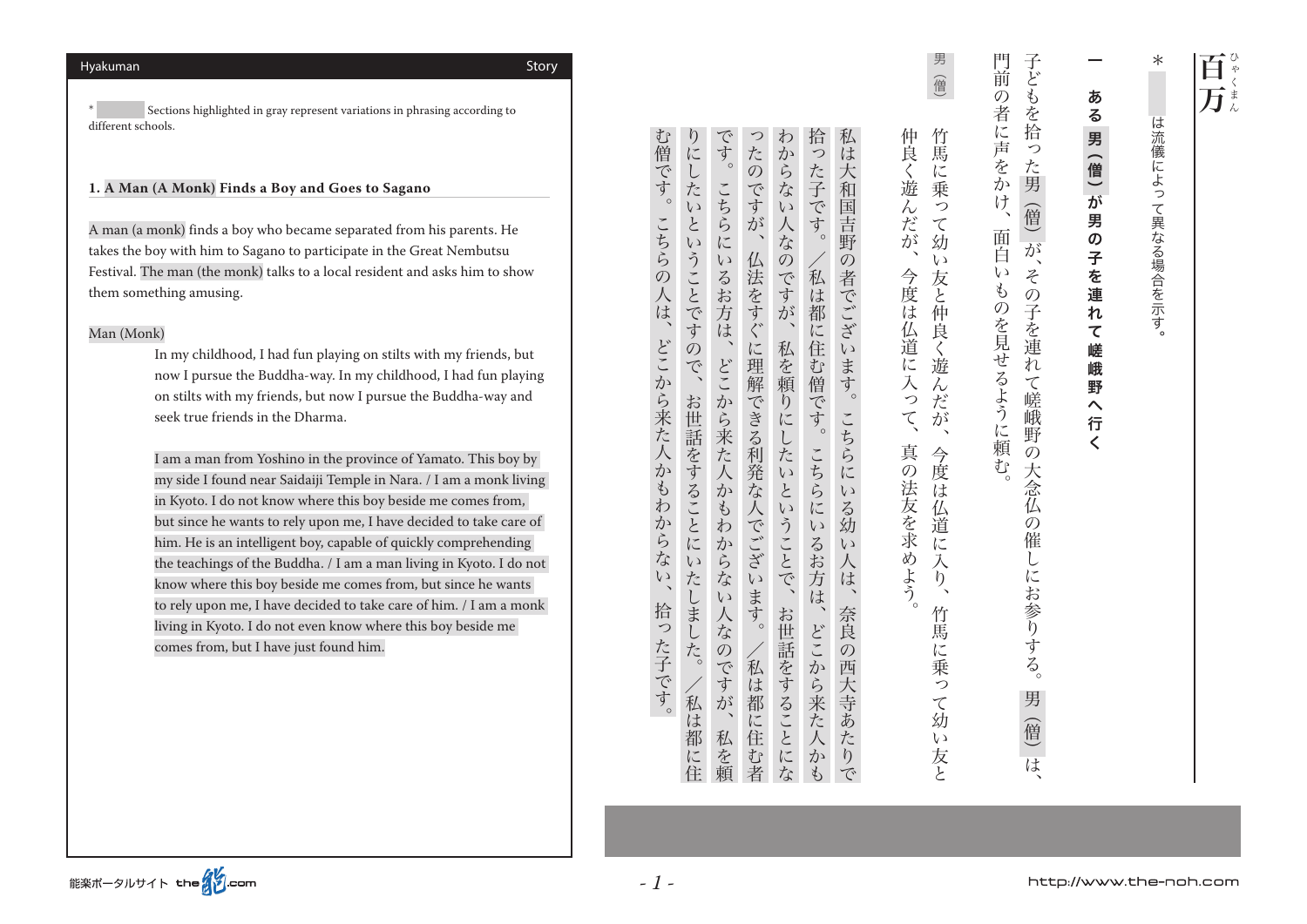# Hyakuman

*      Sections highlighted in gray represent variations in phrasing according to different schools.

## 1. A Man (A Monk) Finds a Boy and Goes to Sagano

A man (a monk) finds a boy who became separated from his parents. He takes the boy with him to Sagano to participate in the Great Nembutsu Festival. The man (the monk) talks to a local resident and asks him to show them something amusing.

Man (Monk)

In my childhood, I had fun playing on stilts with my friends, but now I pursue the Buddha-way. In my childhood, I had fun playing on stilts with my friends, but now I pursue the Buddha-way and seek true friends in the Dharma.

I am a man from Yoshino in the province of Yamato. This boy by my side I found near Saidaiji Temple in Nara. / I am a monk living in Kyoto. I do not know where this boy beside me comes from, but since he wants to rely upon me, I have decided to take care of him. He is an intelligent boy, capable of quickly comprehending the teachings of the Buddha. / I am a man living in Kyoto. I do not know where this boy beside me comes from, but since he wants to rely upon me, I have decided to take care of him. / I am a monk living in Kyoto. I do not even know where this boy beside me comes from, but I have just found him.

---

# 百万（ひゃくまん）

＊　　は流儀によって異なる場合を示す。

## 一　ある男（僧）が男の子を連れて嵯峨野へ行く

子どもを拾った男（僧）が、その子を連れて嵯峨野の大念仏の催しにお参りする。男（僧）は、門前の者に声をかけ、面白いものを見せるように頼む。

男（僧）

竹馬に乗って幼い友と仲良く遊んだが、今度は仏道に入り、竹馬に乗って幼い友と仲良く遊んだが、今度は仏道に入って、真の法友を求めよう。

私は大和国吉野の者でございます。こちらにいる幼い人は、奈良の西大寺あたりで拾った子です。／私は都に住む僧です。こちらにいるお方は、どこから来た人かもわからない人なのですが、私を頼りにしたいということで、お世話をすることになったのですが、仏法をすぐに理解できる利発な人でございます。／私は都に住む者です。こちらにいるお方は、どこから来た人かもわからない人なのですが、私を頼りにしたいということですので、お世話をすることにいたしました。／私は都に住む僧です。こちらの人は、どこから来た人かもわからない、拾った子です。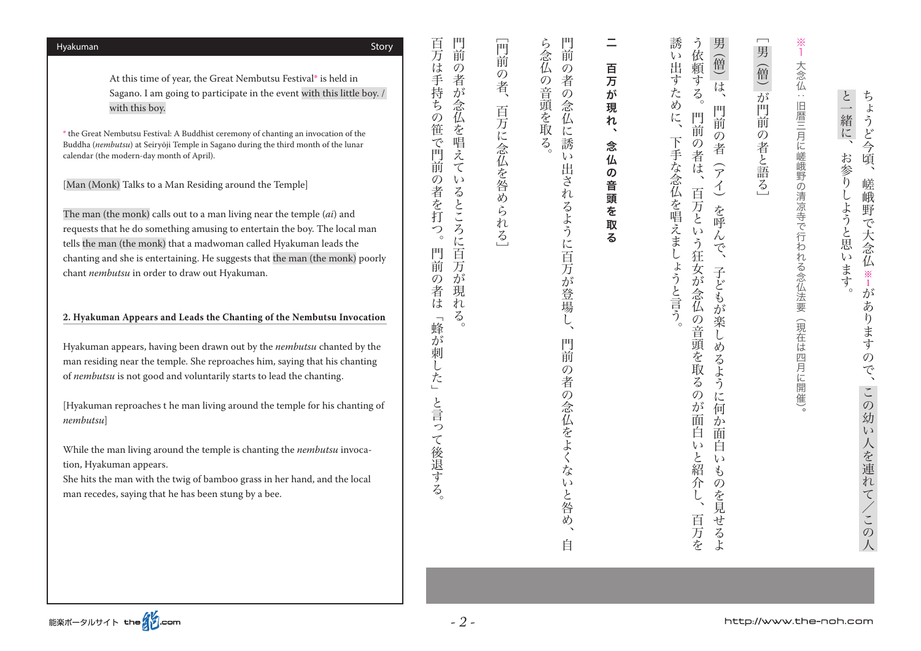At this time of year, the Great Nembutsu Festival* is held in Sagano. I am going to participate in the event with this little boy. / with this boy.

* the Great Nembutsu Festival: A Buddhist ceremony of chanting an invocation of the Buddha (*nembutsu*) at Seiryōji Temple in Sagano during the third month of the lunar calendar (the modern-day month of April).

[Man (Monk) Talks to a Man Residing around the Temple]

The man (the monk) calls out to a man living near the temple (*ai*) and requests that he do something amusing to entertain the boy. The local man tells the man (the monk) that a madwoman called Hyakuman leads the chanting and she is entertaining. He suggests that the man (the monk) poorly chant *nembutsu* in order to draw out Hyakuman.

**2. Hyakuman Appears and Leads the Chanting of the Nembutsu Invocation**

Hyakuman appears, having been drawn out by the *nembutsu* chanted by the man residing near the temple. She reproaches him, saying that his chanting of *nembutsu* is not good and voluntarily starts to lead the chanting.

[Hyakuman reproaches t he man living around the temple for his chanting of *nembutsu*]

While the man living around the temple is chanting the *nembutsu* invocation, Hyakuman appears.
She hits the man with the twig of bamboo grass in her hand, and the local man recedes, saying that he has been stung by a bee.

ちょうど今頃、嵯峨野で大念仏※1がありますので、この幼い人を連れて／この人と一緒に、お参りしようと思います。

※1 大念仏：旧暦三月に嵯峨野の清凉寺で行われる念仏法要（現在は四月に開催）。

［男（僧）が門前の者と語る］

男（僧）は、門前の者（アイ）を呼んで、子どもが楽しめるように何か面白いものを見せるよう依頼する。門前の者は、百万という狂女が念仏の音頭を取るのが面白いと紹介し、百万を誘い出すために、下手な念仏を唱えましょうと言う。

**二　百万が現れ、念仏の音頭を取る**

門前の者の念仏に誘い出されるように百万が登場し、門前の者の念仏をよくないと咎め、自ら念仏の音頭を取る。

［門前の者、百万に念仏を咎められる］

門前の者が念仏を唱えているところに百万が現れる。
百万は手持ちの笹で門前の者を打つ。門前の者は「蜂が刺した」と言って後退する。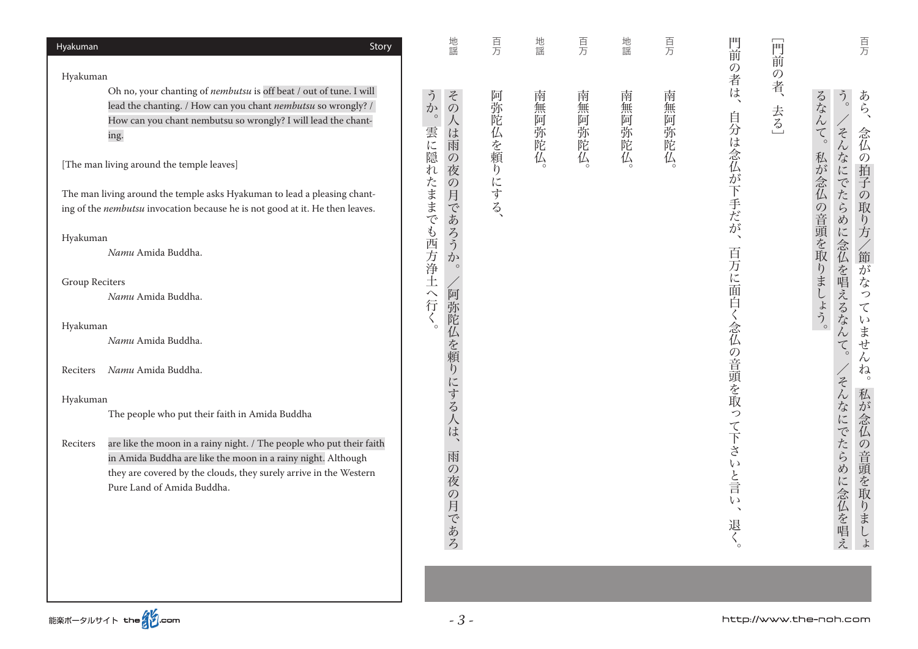Hyakuman

Oh no, your chanting of *nembutsu* is off beat / out of tune. I will lead the chanting. / How can you chant *nembutsu* so wrongly? / How can you chant nembutsu so wrongly? I will lead the chanting.

[The man living around the temple leaves]

The man living around the temple asks Hyakuman to lead a pleasing chanting of the *nembutsu* invocation because he is not good at it. He then leaves.

Hyakuman
*Namu* Amida Buddha.

Group Reciters
*Namu* Amida Buddha.

Hyakuman
*Namu* Amida Buddha.

Reciters
*Namu* Amida Buddha.

Hyakuman
The people who put their faith in Amida Buddha

Reciters
are like the moon in a rainy night. / The people who put their faith in Amida Buddha are like the moon in a rainy night. Although they are covered by the clouds, they surely arrive in the Western Pure Land of Amida Buddha.

百万　あら、念仏の拍子の取り方／節がなっていませんね。私が念仏の音頭を取りましょう。／そんなにでたらめに念仏を唱えるなんて。／そんなにでたらめに念仏を唱えるなんて。私が念仏の音頭を取りましょう。

［門前の者、去る］

門前の者は、自分は念仏が下手だが、百万に面白く念仏の音頭を取って下さいと言い、退く。

百万　南無阿弥陀仏。

地謡　南無阿弥陀仏。

百万　南無阿弥陀仏。

地謡　南無阿弥陀仏。

百万　阿弥陀仏を頼りにする、

地謡　その人は雨の夜の月であろうか。／阿弥陀仏を頼りにする人は、雨の夜の月であろうか。雲に隠れたままでも西方浄土へ行く。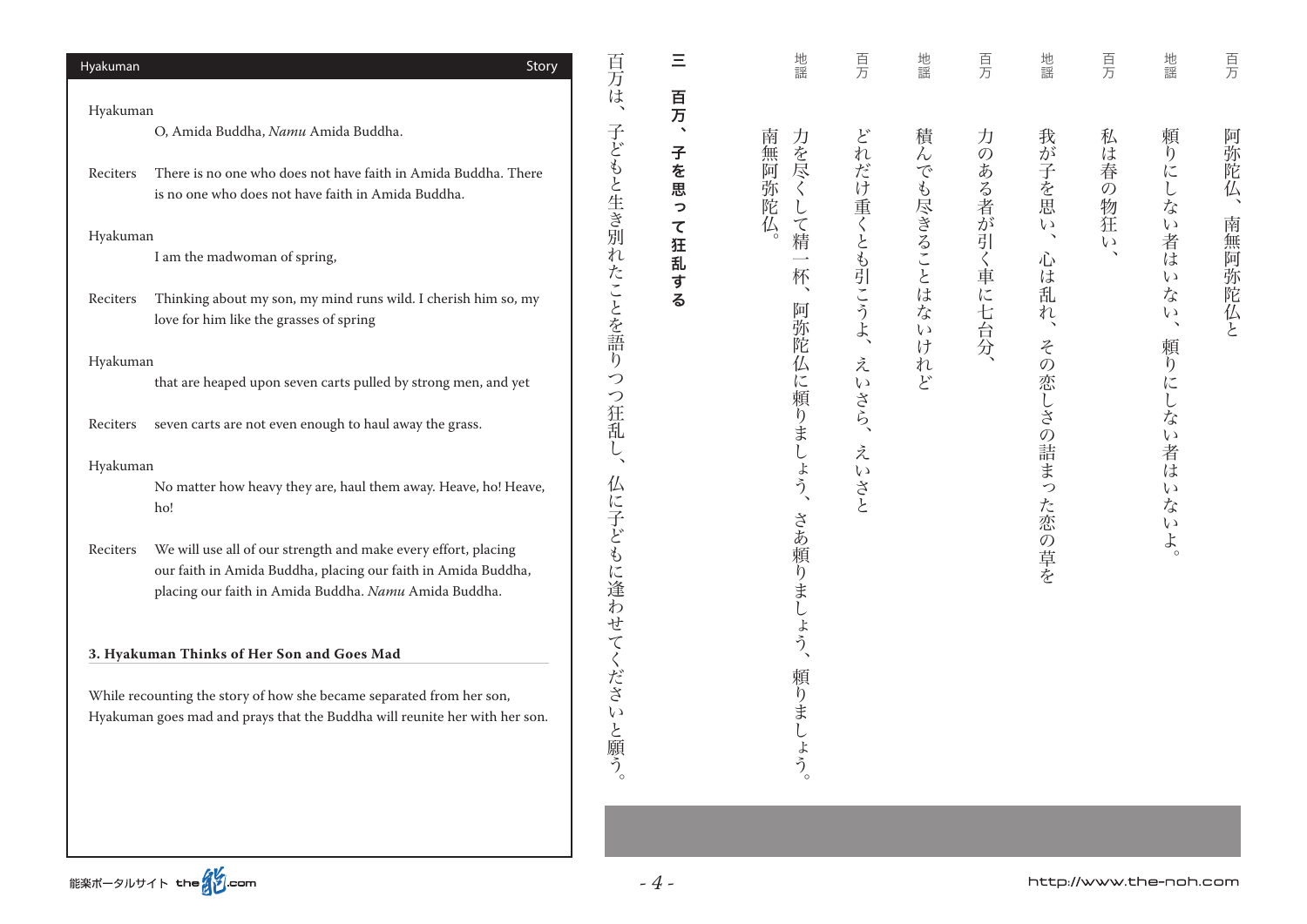Hyakuman

O, Amida Buddha, *Namu* Amida Buddha.

Reciters There is no one who does not have faith in Amida Buddha. There is no one who does not have faith in Amida Buddha.

Hyakuman

I am the madwoman of spring,

Reciters Thinking about my son, my mind runs wild. I cherish him so, my love for him like the grasses of spring

Hyakuman

that are heaped upon seven carts pulled by strong men, and yet

Reciters seven carts are not even enough to haul away the grass.

Hyakuman

No matter how heavy they are, haul them away. Heave, ho! Heave, ho!

Reciters We will use all of our strength and make every effort, placing our faith in Amida Buddha, placing our faith in Amida Buddha, placing our faith in Amida Buddha. *Namu* Amida Buddha.

### 3. Hyakuman Thinks of Her Son and Goes Mad

While recounting the story of how she became separated from her son, Hyakuman goes mad and prays that the Buddha will reunite her with her son.

百万 阿弥陀仏、南無阿弥陀仏と

地謡 頼りにしない者はいない、頼りにしない者はいないよ。

百万 私は春の物狂い、

地謡 我が子を思い、心は乱れ、その恋しさの詰まった恋の草を

百万 力のある者が引く車に七台分、

地謡 積んでも尽きることはないけれど

百万 どれだけ重くとも引こうよ、えいさら、えいさと

地謡 力を尽くして精一杯、阿弥陀仏に頼りましょう、さあ頼りましょう、頼りましょう。南無阿弥陀仏。

### 三 百万、子を思って狂乱する

百万は、子どもと生き別れたことを語りつつ狂乱し、仏に子どもに逢わせてくださいと願う。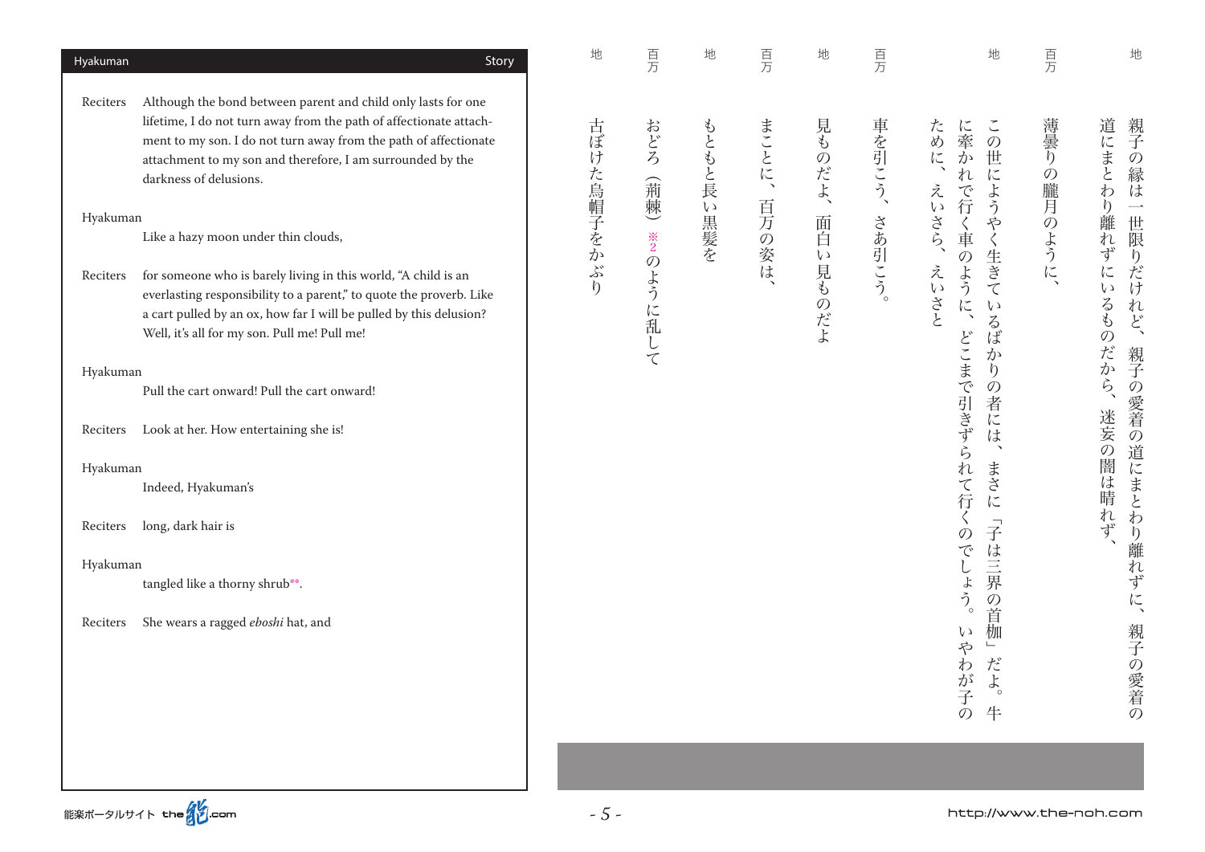## Hyakuman — Story

Reciters Although the bond between parent and child only lasts for one lifetime, I do not turn away from the path of affectionate attachment to my son. I do not turn away from the path of affectionate attachment to my son and therefore, I am surrounded by the darkness of delusions.

Hyakuman Like a hazy moon under thin clouds,

Reciters for someone who is barely living in this world, "A child is an everlasting responsibility to a parent," to quote the proverb. Like a cart pulled by an ox, how far I will be pulled by this delusion? Well, it's all for my son. Pull me! Pull me!

Hyakuman Pull the cart onward! Pull the cart onward!

Reciters Look at her. How entertaining she is!

Hyakuman Indeed, Hyakuman's

Reciters long, dark hair is

Hyakuman tangled like a thorny shrub**.

Reciters She wears a ragged *eboshi* hat, and

---

地　親子の縁は一世限りだけれど、親子の愛着の道にまとわり離れずに、親子の愛着の道にまとわり離れずにいるものだから、迷妄の闇は晴れず、

百万　薄曇りの朧月のように、

地　この世にようやく生きているばかりの者には、まさに「子は三界の首枷」だよ。牛に牽かれて行く車のように、どこまで引きずられて行くのでしょう。いやわが子のために、えいさら、えいさと

百万　車を引こう、さあ引こう。

地　見ものだよ、面白い見ものだよ

百万　まことに、百万の姿は、

地　もともと長い黒髪を

百万　おどろ（荊棘）※2のように乱して

地　古ぼけた烏帽子をかぶり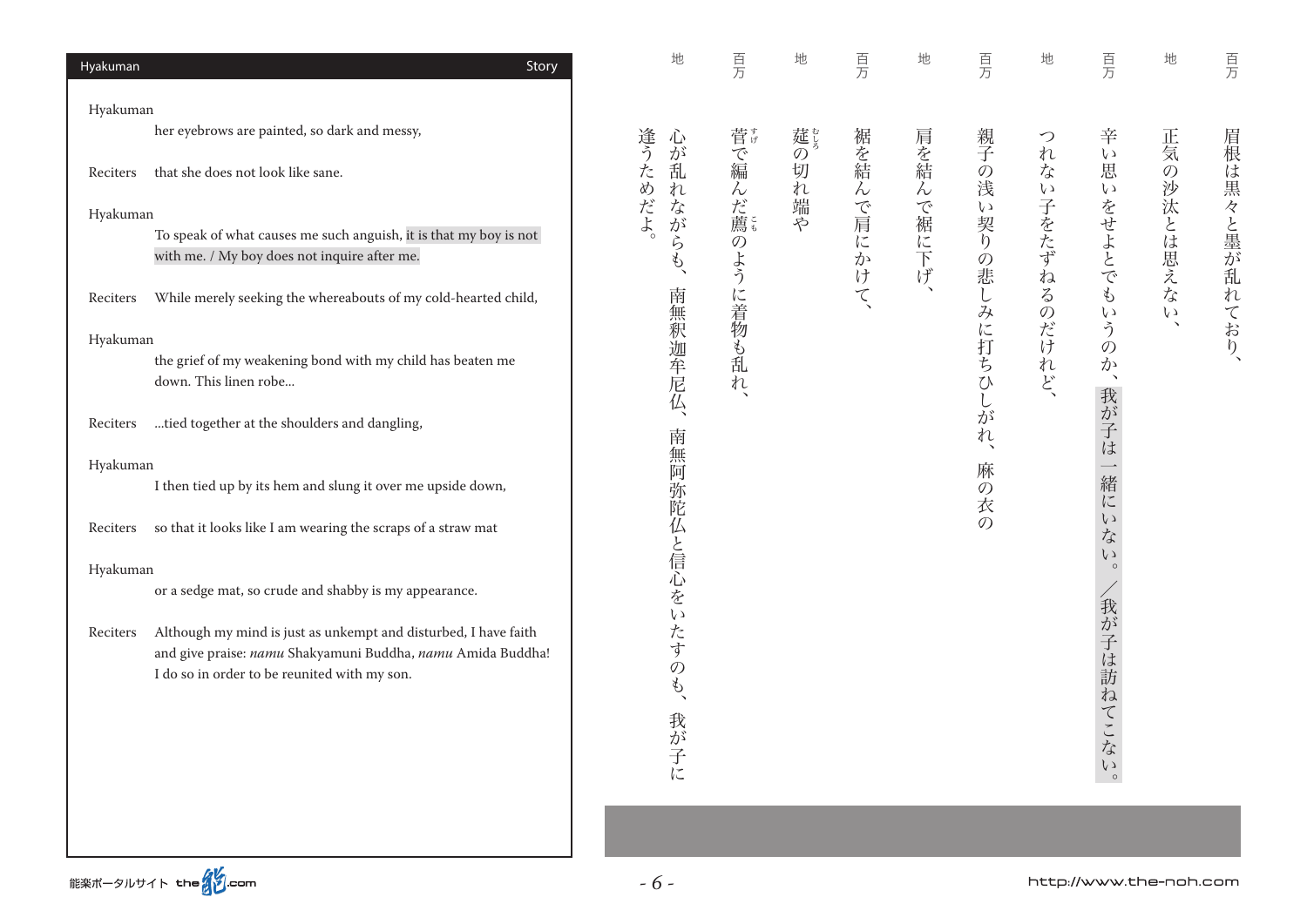**Hyakuman**

**Hyakuman**
her eyebrows are painted, so dark and messy,

**Reciters**
that she does not look like sane.

**Hyakuman**
To speak of what causes me such anguish, it is that my boy is not with me. / My boy does not inquire after me.

**Reciters**
While merely seeking the whereabouts of my cold-hearted child,

**Hyakuman**
the grief of my weakening bond with my child has beaten me down. This linen robe...

**Reciters**
...tied together at the shoulders and dangling,

**Hyakuman**
I then tied up by its hem and slung it over me upside down,

**Reciters**
so that it looks like I am wearing the scraps of a straw mat

**Hyakuman**
or a sedge mat, so crude and shabby is my appearance.

**Reciters**
Although my mind is just as unkempt and disturbed, I have faith and give praise: *namu* Shakyamuni Buddha, *namu* Amida Buddha! I do so in order to be reunited with my son.

---

百万　眉根は黒々と墨が乱れており、

地　正気の沙汰とは思えない、

百万　辛い思いをせよとでもいうのか、我が子は一緒にいない。／我が子は訪ねてこない。

地　つれない子をたずねるのだけれど、

百万　親子の浅い契りの悲しみに打ちひしがれ、麻の衣の

地　肩を結んで裾に下げ、

百万　裾を結んで肩にかけて、

地　莚（むしろ）の切れ端や

百万　菅（すげ）で編んだ薦（こも）のように着物も乱れ、

地　心が乱れながらも、南無釈迦牟尼仏、南無阿弥陀仏と信心をいたすのも、我が子に逢うためだよ。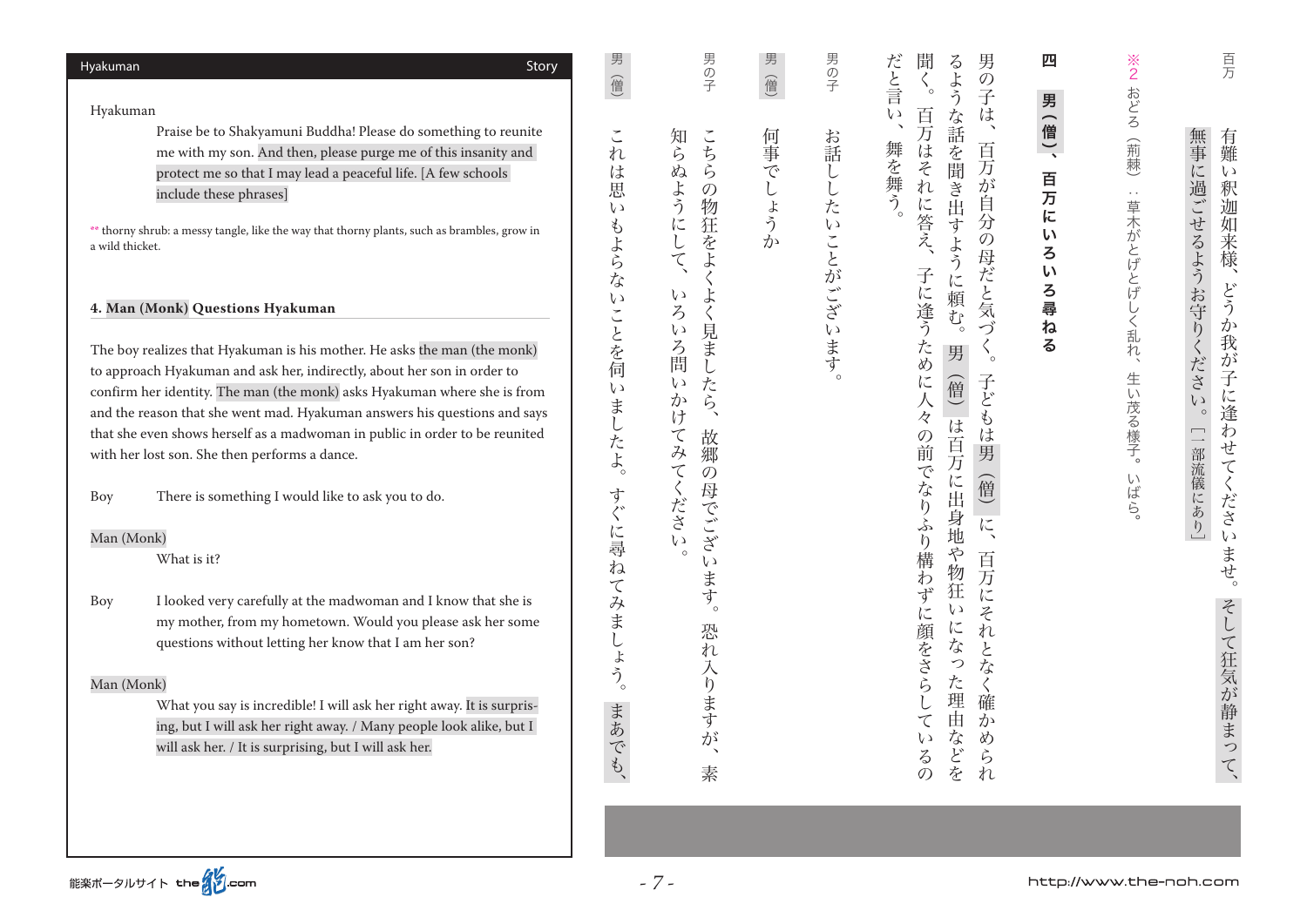Hyakuman

Praise be to Shakyamuni Buddha! Please do something to reunite me with my son. And then, please purge me of this insanity and protect me so that I may lead a peaceful life. [A few schools include these phrases]

** thorny shrub: a messy tangle, like the way that thorny plants, such as brambles, grow in a wild thicket.

### 4. Man (Monk) Questions Hyakuman

The boy realizes that Hyakuman is his mother. He asks the man (the monk) to approach Hyakuman and ask her, indirectly, about her son in order to confirm her identity. The man (the monk) asks Hyakuman where she is from and the reason that she went mad. Hyakuman answers his questions and says that she even shows herself as a madwoman in public in order to be reunited with her lost son. She then performs a dance.

Boy
There is something I would like to ask you to do.

Man (Monk)
What is it?

Boy
I looked very carefully at the madwoman and I know that she is my mother, from my hometown. Would you please ask her some questions without letting her know that I am her son?

Man (Monk)
What you say is incredible! I will ask her right away. It is surprising, but I will ask her right away. / Many people look alike, but I will ask her. / It is surprising, but I will ask her.

百万
有難い釈迦如来様、どうか我が子に逢わせてくださいませ。そして狂気が静まって、無事に過ごせるようお守りください。［一部流儀にあり］

※2 おどろ（荊棘）：草木がとげとげしく乱れ、生い茂る様子。いばら。

### 四 男（僧）、百万にいろいろ尋ねる

男の子は、百万が自分の母だと気づく。子どもは男（僧）に、百万にそれとなく確かめられるような話を聞き出すように頼む。男（僧）は百万に出身地や物狂いになった理由などを聞く。百万はそれに答え、子に逢うために人々の前でなりふり構わずに顔をさらしているのだと言い、舞を舞う。

男の子　お話ししたいことがございます。

男（僧）　何事でしょうか

男の子　こちらの物狂をよくよく見ましたら、故郷の母でございます。恐れ入りますが、素知らぬようにして、いろいろ問いかけてみてください。

男（僧）　これは思いもよらないことを伺いましたよ。すぐに尋ねてみましょう。まあでも、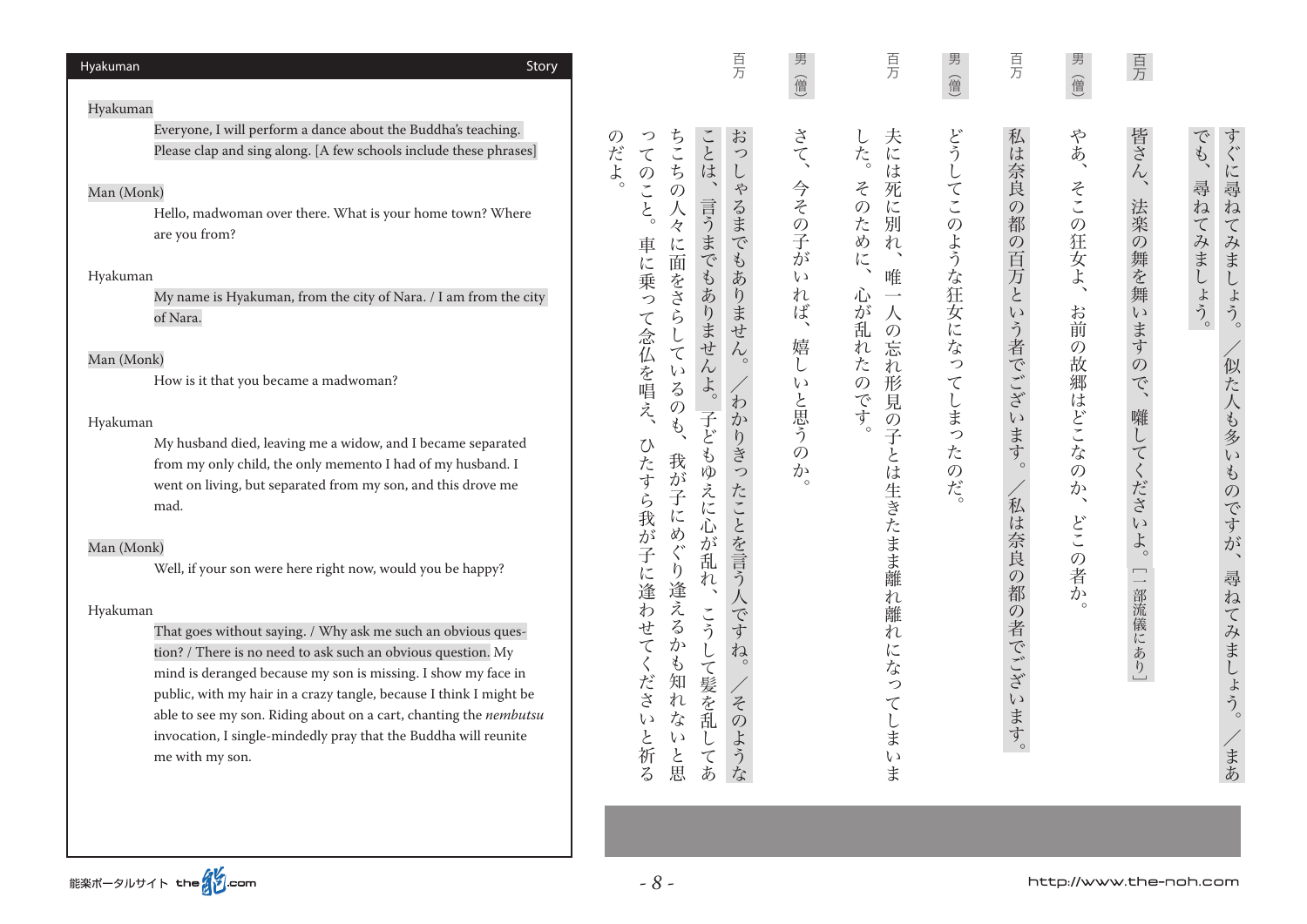## Story

**Hyakuman**

Everyone, I will perform a dance about the Buddha's teaching. Please clap and sing along. [A few schools include these phrases]

**Man (Monk)**

Hello, madwoman over there. What is your home town? Where are you from?

**Hyakuman**

My name is Hyakuman, from the city of Nara. / I am from the city of Nara.

**Man (Monk)**

How is it that you became a madwoman?

**Hyakuman**

My husband died, leaving me a widow, and I became separated from my only child, the only memento I had of my husband. I went on living, but separated from my son, and this drove me mad.

**Man (Monk)**

Well, if your son were here right now, would you be happy?

**Hyakuman**

That goes without saying. / Why ask me such an obvious question? / There is no need to ask such an obvious question. My mind is deranged because my son is missing. I show my face in public, with my hair in a crazy tangle, because I think I might be able to see my son. Riding about on a cart, chanting the *nembutsu* invocation, I single-mindedly pray that the Buddha will reunite me with my son.

---

すぐに尋ねてみましょう。／似た人も多いものですが、尋ねてみましょう。／まあでも、尋ねてみましょう。

**百万**
皆さん、法楽の舞を舞いますので、囃してくださいよ。［一部流儀にあり］

**男（僧）**
やあ、そこの狂女よ、お前の故郷はどこなのか、どこの者か。

**百万**
私は奈良の都の百万という者でございます。／私は奈良の都の者でございます。

**男（僧）**
どうしてこのような狂女になってしまったのだ。

**百万**
夫には死に別れ、唯一人の忘れ形見の子とは生きたまま離れ離れになってしまいました。そのために、心が乱れたのです。

**男（僧）**
さて、今その子がいれば、嬉しいと思うのか。

**百万**
おっしゃるまでもありません。／わかりきったことを言う人ですね。／そのようなことは、言うまでもありませんよ。子どもゆえに心が乱れ、こうして髪を乱してあちこちの人々に面をさらしているのも、我が子にめぐり逢えるかも知れないと思ってのこと。車に乗って念仏を唱え、ひたすら我が子に逢わせてくださいと祈るのだよ。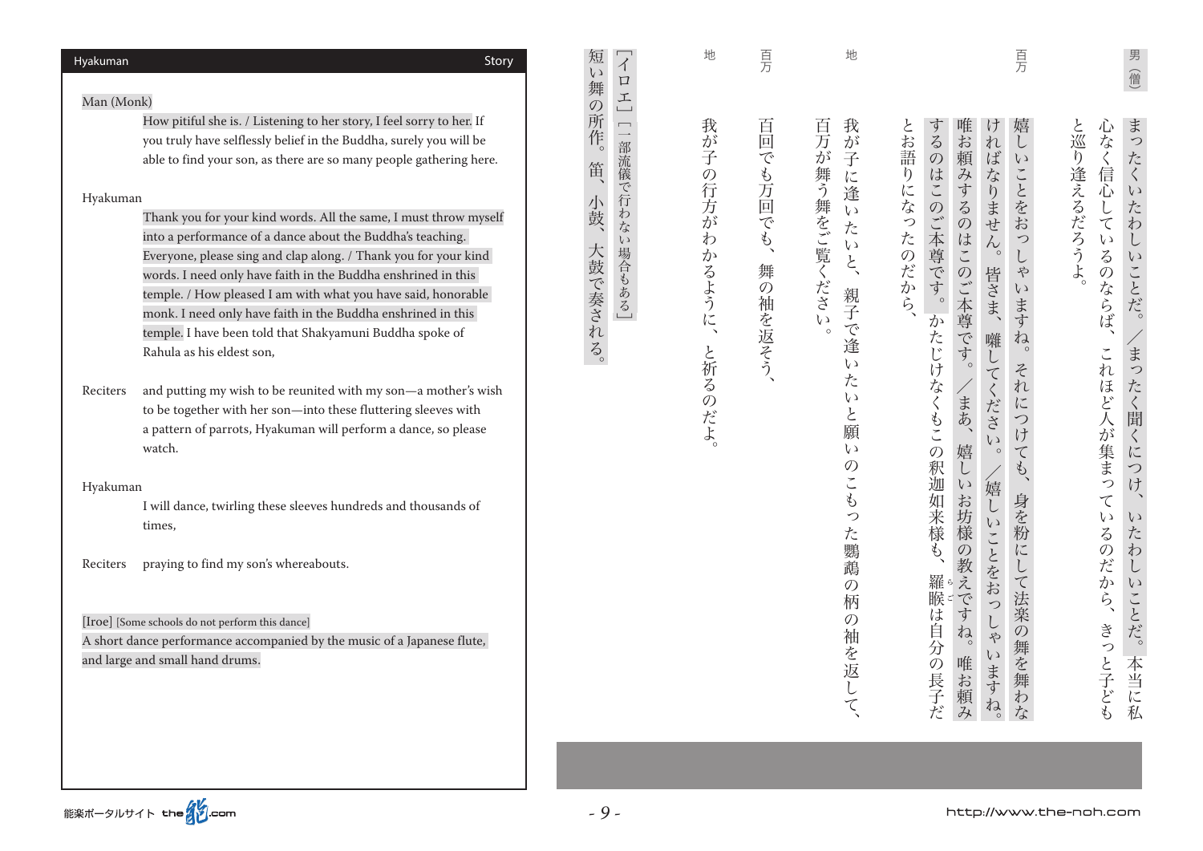Man (Monk)
How pitiful she is. / Listening to her story, I feel sorry to her. If you truly have selflessly belief in the Buddha, surely you will be able to find your son, as there are so many people gathering here.

Hyakuman
Thank you for your kind words. All the same, I must throw myself into a performance of a dance about the Buddha's teaching. Everyone, please sing and clap along. / Thank you for your kind words. I need only have faith in the Buddha enshrined in this temple. / How pleased I am with what you have said, honorable monk. I need only have faith in the Buddha enshrined in this temple. I have been told that Shakyamuni Buddha spoke of Rahula as his eldest son,

Reciters
and putting my wish to be reunited with my son—a mother's wish to be together with her son—into these fluttering sleeves with a pattern of parrots, Hyakuman will perform a dance, so please watch.

Hyakuman
I will dance, twirling these sleeves hundreds and thousands of times,

Reciters
praying to find my son's whereabouts.

[Iroe] [Some schools do not perform this dance]
A short dance performance accompanied by the music of a Japanese flute, and large and small hand drums.

男（僧）
まったくいたわしいことだ。／まったく聞くにつけ、いたわしいことだ。本当に私心なく信心しているのならば、これほど人が集まっているのだから、きっと子どもと巡り逢えるだろうよ。

百万
嬉しいことをおっしゃいますね。それにつけても、身を粉にして法楽の舞を舞わなければなりません。皆さま、囃してください。／嬉しいことをおっしゃいますね。唯お頼みするのはこのご本尊です。／まあ、嬉しいお坊様の教えですね。唯お頼みするのはこのご本尊です。かたじけなくもこの釈迦如来様も、羅睺（らご）は自分の長子だとお語りになったのだから、

地
我が子に逢いたいと、親子で逢いたいと願いのこもった鸚鵡の柄の袖を返して、百万が舞う舞をご覧ください。

百万
百回でも万回でも、舞の袖を返そう、

地
我が子の行方がわかるように、と祈るのだよ。

［イロエ］［一部流儀で行わない場合もある］
短い舞の所作。笛、小鼓、大鼓で奏される。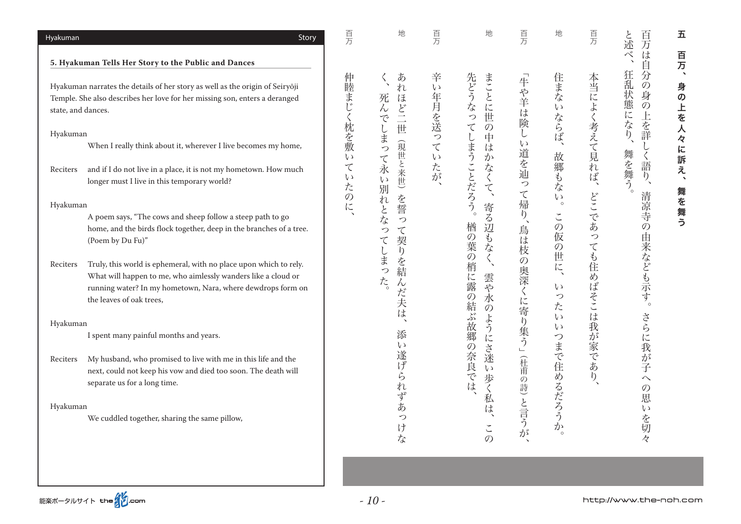## 5. Hyakuman Tells Her Story to the Public and Dances

Hyakuman narrates the details of her story as well as the origin of Seiryōji Temple. She also describes her love for her missing son, enters a deranged state, and dances.

**Hyakuman**
When I really think about it, wherever I live becomes my home,

**Reciters**
and if I do not live in a place, it is not my hometown. How much longer must I live in this temporary world?

**Hyakuman**
A poem says, "The cows and sheep follow a steep path to go home, and the birds flock together, deep in the branches of a tree. (Poem by Du Fu)"

**Reciters**
Truly, this world is ephemeral, with no place upon which to rely. What will happen to me, who aimlessly wanders like a cloud or running water? In my hometown, Nara, where dewdrops form on the leaves of oak trees,

**Hyakuman**
I spent many painful months and years.

**Reciters**
My husband, who promised to live with me in this life and the next, could not keep his vow and died too soon. The death will separate us for a long time.

**Hyakuman**
We cuddled together, sharing the same pillow,

## 五　百万、身の上を人々に訴え、舞を舞う

百万は自分の身の上を詳しく語り、清凉寺の由来なども示す。さらに我が子への思いを切々と述べ、狂乱状態になり、舞を舞う。

**百万**
本当によく考えて見れば、どこであっても住めばそこは我が家であり、

**地**
住まないならば、故郷もない。この仮の世に、いったいいつまで住めるだろうか。

**百万**
「牛や羊は険しい道を辿って帰り、鳥は枝の奥深くに寄り集う」（杜甫の詩）と言うが、

**地**
まことに世の中はかなくて、寄る辺もなく、雲や水のようにさ迷い歩く私は、この先どうなってしまうことだろう。楢の葉の梢に露の結ぶ故郷の奈良では、

**百万**
辛い年月を送っていたが、

**地**
あれほど二世（現世と来世）を誓って契りを結んだ夫は、添い遂げられずあっけなく、死んでしまって永い別れとなってしまった。

**百万**
仲睦まじく枕を敷いていたのに、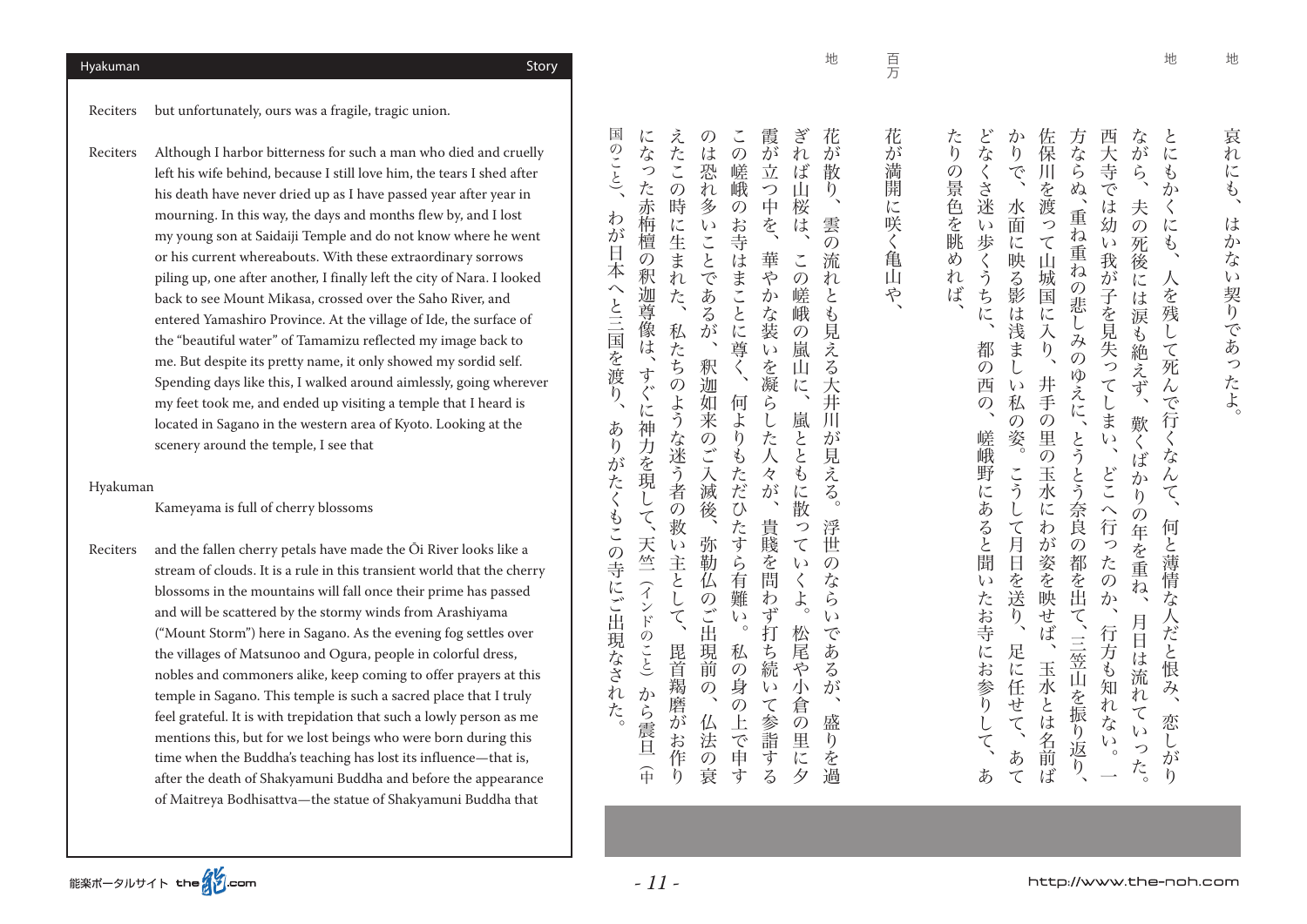Reciters　but unfortunately, ours was a fragile, tragic union.

Reciters　Although I harbor bitterness for such a man who died and cruelly left his wife behind, because I still love him, the tears I shed after his death have never dried up as I have passed year after year in mourning. In this way, the days and months flew by, and I lost my young son at Saidaiji Temple and do not know where he went or his current whereabouts. With these extraordinary sorrows piling up, one after another, I finally left the city of Nara. I looked back to see Mount Mikasa, crossed over the Saho River, and entered Yamashiro Province. At the village of Ide, the surface of the "beautiful water" of Tamamizu reflected my image back to me. But despite its pretty name, it only showed my sordid self. Spending days like this, I walked around aimlessly, going wherever my feet took me, and ended up visiting a temple that I heard is located in Sagano in the western area of Kyoto. Looking at the scenery around the temple, I see that

Hyakuman
Kameyama is full of cherry blossoms

Reciters　and the fallen cherry petals have made the Ōi River looks like a stream of clouds. It is a rule in this transient world that the cherry blossoms in the mountains will fall once their prime has passed and will be scattered by the stormy winds from Arashiyama ("Mount Storm") here in Sagano. As the evening fog settles over the villages of Matsunoo and Ogura, people in colorful dress, nobles and commoners alike, keep coming to offer prayers at this temple in Sagano. This temple is such a sacred place that I truly feel grateful. It is with trepidation that such a lowly person as me mentions this, but for we lost beings who were born during this time when the Buddha's teaching has lost its influence—that is, after the death of Shakyamuni Buddha and before the appearance of Maitreya Bodhisattva—the statue of Shakyamuni Buddha that

地　哀れにも、はかない契りであったよ。

地　とにもかくにも、人を残して死んで行くなんて、何と薄情な人だと恨み、恋しがりながら、夫の死後には涙も絶えず、歎くばかりの年を重ね、月日は流れていった。西大寺では幼い我が子を見失ってしまい、どこへ行ったのか、行方も知れない。一方ならぬ、重ね重ねの悲しみのゆえに、とうとう奈良の都を出て、三笠山を振り返り、佐保川を渡って山城国に入り、井手の里の玉水にわが姿を映せば、玉水とは名前ばかりで、水面に映る影は浅ましい私の姿。こうして月日を送り、足に任せて、あてどなくさ迷い歩くうちに、都の西の、嵯峨野にあると聞いたお寺にお参りして、あたりの景色を眺めれば、

百万　花が満開に咲く亀山や、

地　花が散り、雲の流れとも見える大井川が見える。浮世のならいであるが、盛りを過ぎれば山桜は、この嵯峨の嵐山に、嵐とともに散っていくよ。松尾や小倉の里に夕霞が立つ中を、華やかな装いを凝らした人々が、貴賤を問わず打ち続いて参詣するこの嵯峨のお寺はまことに尊く、何よりもただひたすら有難い。私の身の上で申すのは恐れ多いことであるが、釈迦如来のご入滅後、弥勒仏のご出現前の、仏法の衰えたこの時に生まれた、私たちのような迷う者の救い主として、毘首羯磨がお作りになった赤栴檀の釈迦尊像は、すぐに神力を現して、天竺（インドのこと）から震旦（中国のこと）、わが日本へと三国を渡り、ありがたくもこの寺にご出現なされた。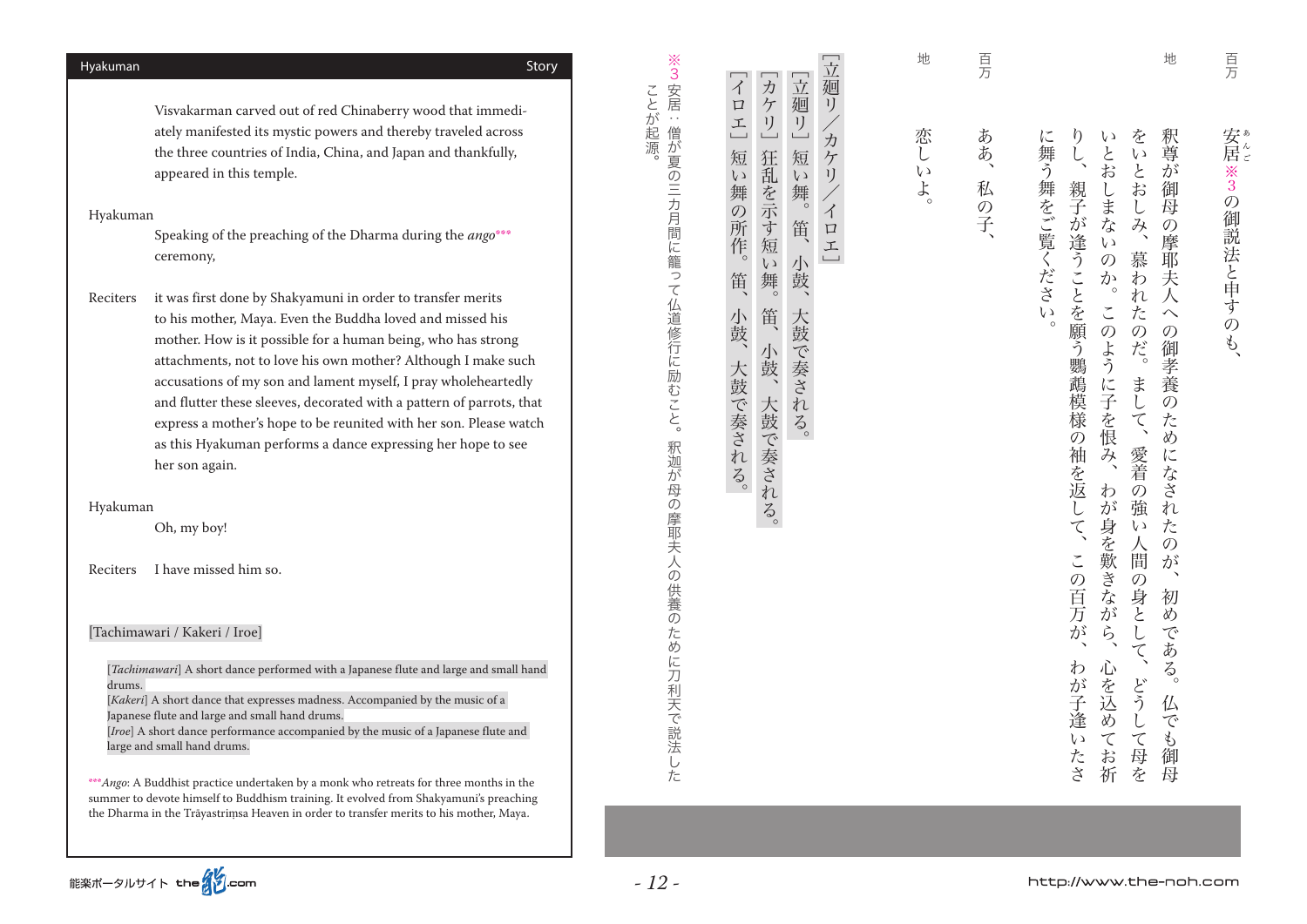Visvakarman carved out of red Chinaberry wood that immediately manifested its mystic powers and thereby traveled across the three countries of India, China, and Japan and thankfully, appeared in this temple.

Hyakuman
Speaking of the preaching of the Dharma during the *ango****** ceremony,

Reciters
it was first done by Shakyamuni in order to transfer merits to his mother, Maya. Even the Buddha loved and missed his mother. How is it possible for a human being, who has strong attachments, not to love his own mother? Although I make such accusations of my son and lament myself, I pray wholeheartedly and flutter these sleeves, decorated with a pattern of parrots, that express a mother's hope to be reunited with her son. Please watch as this Hyakuman performs a dance expressing her hope to see her son again.

Hyakuman
Oh, my boy!

Reciters
I have missed him so.

[Tachimawari / Kakeri / Iroe]

[*Tachimawari*] A short dance performed with a Japanese flute and large and small hand drums.
[*Kakeri*] A short dance that expresses madness. Accompanied by the music of a Japanese flute and large and small hand drums.
[*Iroe*] A short dance performance accompanied by the music of a Japanese flute and large and small hand drums.

****Ango*: A Buddhist practice undertaken by a monk who retreats for three months in the summer to devote himself to Buddhism training. It evolved from Shakyamuni's preaching the Dharma in the Trāyastriṃsa Heaven in order to transfer merits to his mother, Maya.

百万　安居（あんご）※3の御説法と申すのも、

地　釈尊が御母の摩耶夫人への御孝養のためになされたのが、初めである。仏でも御母をいとおしみ、慕われたのだ。まして、愛着の強い人間の身として、どうして母をいとおしまないのか。このように子を恨み、わが身を歎きながら、心を込めてお祈りし、親子が逢うことを願う鸚鵡模様の袖を返して、この百万が、わが子逢いたさに舞う舞をご覧ください。

百万　ああ、私の子、

地　恋しいよ。

［立廻リ／カケリ／イロエ］

［立廻リ］短い舞。笛、小鼓、大鼓で奏される。
［カケリ］狂乱を示す短い舞。笛、小鼓、大鼓で奏される。
［イロエ］短い舞の所作。笛、小鼓、大鼓で奏される。

※3 安居：僧が夏の三カ月間に籠って仏道修行に励むこと。釈迦が母の摩耶夫人の供養のために忉利天で説法したことが起源。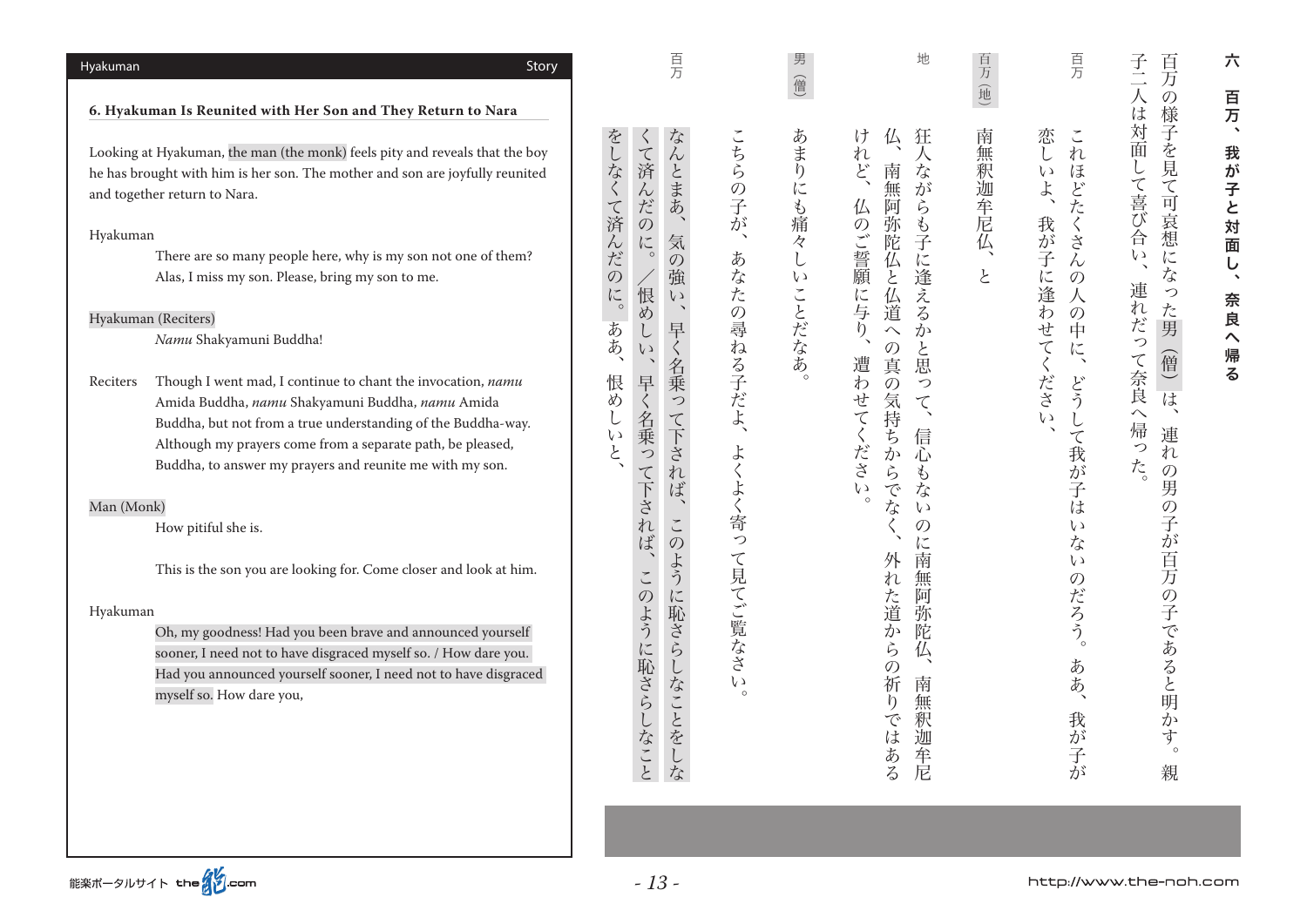## 6. Hyakuman Is Reunited with Her Son and They Return to Nara

Looking at Hyakuman, the man (the monk) feels pity and reveals that the boy he has brought with him is her son. The mother and son are joyfully reunited and together return to Nara.

Hyakuman
: There are so many people here, why is my son not one of them? Alas, I miss my son. Please, bring my son to me.

Hyakuman (Reciters)
: *Namu* Shakyamuni Buddha!

Reciters
: Though I went mad, I continue to chant the invocation, *namu* Amida Buddha, *namu* Shakyamuni Buddha, *namu* Amida Buddha, but not from a true understanding of the Buddha-way. Although my prayers come from a separate path, be pleased, Buddha, to answer my prayers and reunite me with my son.

Man (Monk)
: How pitiful she is.

: This is the son you are looking for. Come closer and look at him.

Hyakuman
: Oh, my goodness! Had you been brave and announced yourself sooner, I need not to have disgraced myself so. / How dare you. Had you announced yourself sooner, I need not to have disgraced myself so. How dare you,

## 六　百万、我が子と対面し、奈良へ帰る

百万の様子を見て可哀想になった男（僧）は、連れの男の子が百万の子であると明かす。親子二人は対面して喜び合い、連れだって奈良へ帰った。

百万
: これほどたくさんの人の中に、どうして我が子はいないのだろう。ああ、我が子が恋しいよ、我が子に逢わせてください、

百万（地）
: 南無釈迦牟尼仏、と

地
: 狂人ながらも子に逢えるかと思って、信心もないのに南無阿弥陀仏、南無釈迦牟尼仏、南無阿弥陀仏と仏道への真の気持ちからでなく、外れた道からの祈りではあるけれど、仏のご誓願に与り、遭わせてください。

男（僧）
: あまりにも痛々しいことだなあ。

: こちらの子が、あなたの尋ねる子だよ、よくよく寄って見てご覧なさい。

百万
: なんとまあ、気の強い、早く名乗って下されば、このように恥さらしなことをしなくて済んだのに。／恨めしい、早く名乗って下されば、このように恥さらしなことをしなくて済んだのに。ああ、恨めしいと、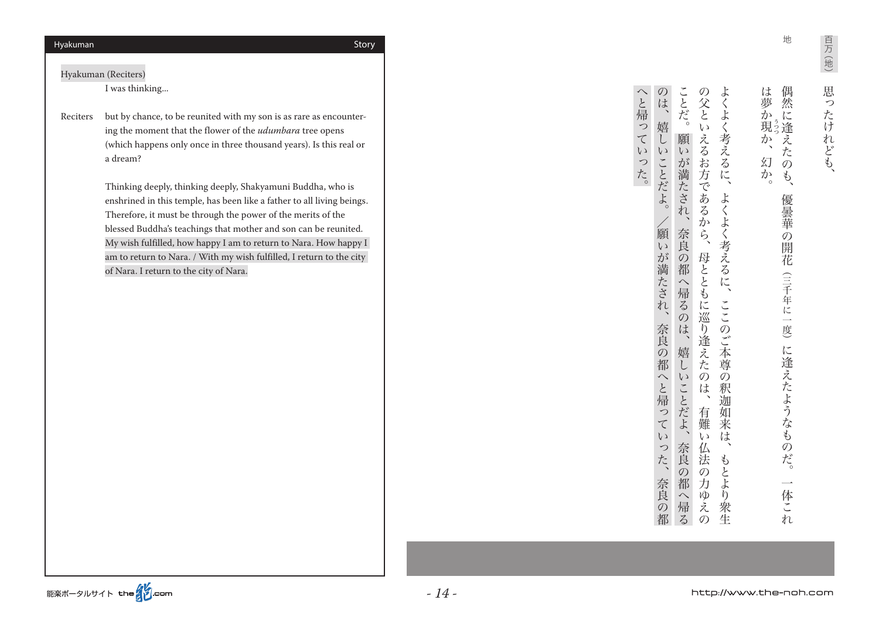Hyakuman (Reciters)
I was thinking...

Reciters — but by chance, to be reunited with my son is as rare as encountering the moment that the flower of the *udumbara* tree opens (which happens only once in three thousand years). Is this real or a dream?

Thinking deeply, thinking deeply, Shakyamuni Buddha, who is enshrined in this temple, has been like a father to all living beings. Therefore, it must be through the power of the merits of the blessed Buddha's teachings that mother and son can be reunited. My wish fulfilled, how happy I am to return to Nara. How happy I am to return to Nara. / With my wish fulfilled, I return to the city of Nara. I return to the city of Nara.

百万（地）

地　思ったけれども、偶然に逢えたのも、優曇華の開花（三千年に一度）に逢えたようなものだ。一体これは夢か現（うつつ）か、幻か。

よくよく考えるに、よくよく考えるに、ここのご本尊の釈迦如来は、もとより衆生の父といえるお方であるから、母とともに巡り逢えたのは、有難い仏法の力ゆえのことだ。願いが満たされ、奈良の都へ帰るのは、嬉しいことだよ、奈良の都へ帰るのは、嬉しいことだよ。／願いが満たされ、奈良の都へと帰っていった、奈良の都へと帰っていった。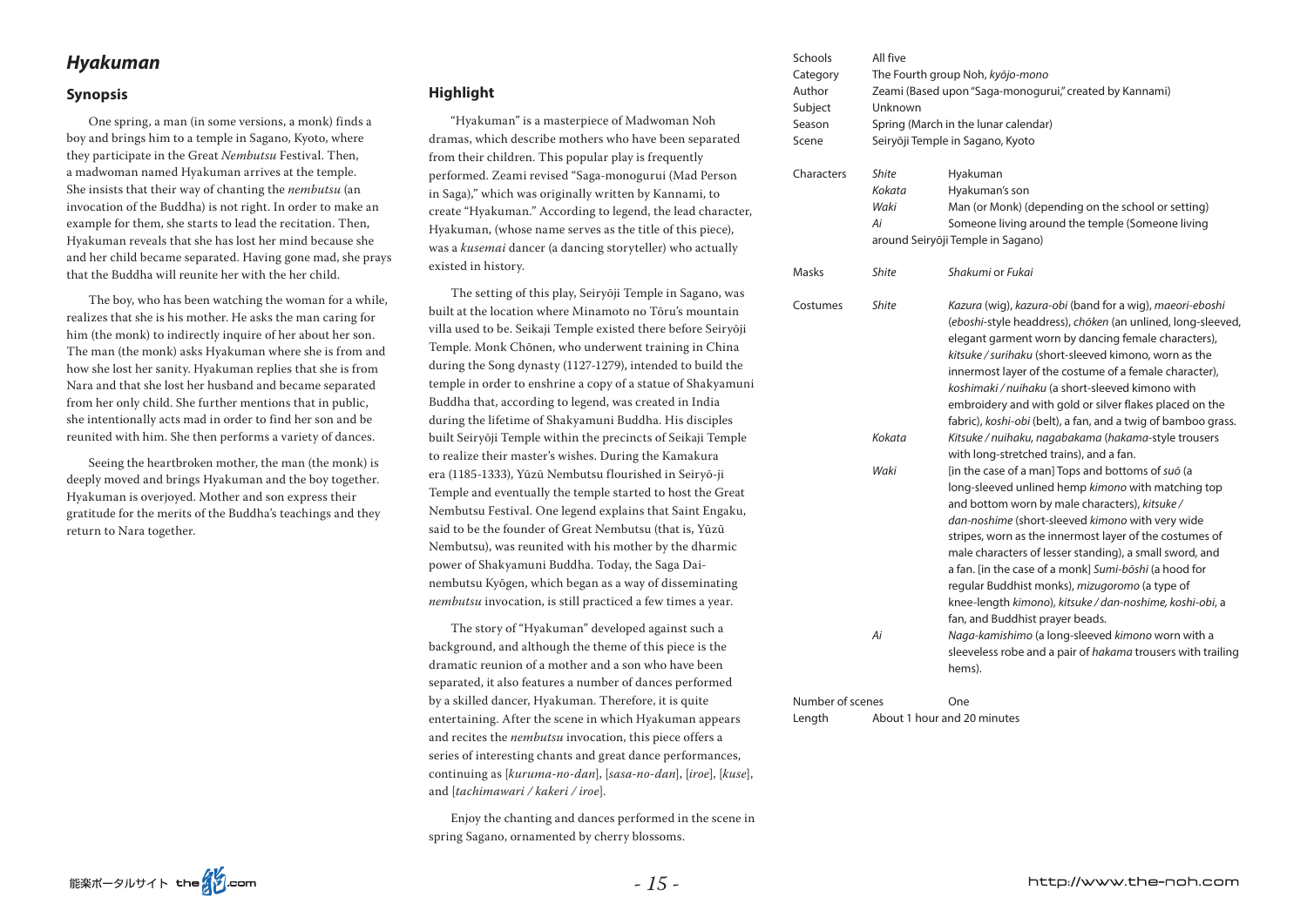## *Hyakuman*

### Synopsis

One spring, a man (in some versions, a monk) finds a boy and brings him to a temple in Sagano, Kyoto, where they participate in the Great *Nembutsu* Festival. Then, a madwoman named Hyakuman arrives at the temple. She insists that their way of chanting the *nembutsu* (an invocation of the Buddha) is not right. In order to make an example for them, she starts to lead the recitation. Then, Hyakuman reveals that she has lost her mind because she and her child became separated. Having gone mad, she prays that the Buddha will reunite her with the her child.

The boy, who has been watching the woman for a while, realizes that she is his mother. He asks the man caring for him (the monk) to indirectly inquire of her about her son. The man (the monk) asks Hyakuman where she is from and how she lost her sanity. Hyakuman replies that she is from Nara and that she lost her husband and became separated from her only child. She further mentions that in public, she intentionally acts mad in order to find her son and be reunited with him. She then performs a variety of dances.

Seeing the heartbroken mother, the man (the monk) is deeply moved and brings Hyakuman and the boy together. Hyakuman is overjoyed. Mother and son express their gratitude for the merits of the Buddha's teachings and they return to Nara together.

### Highlight

"Hyakuman" is a masterpiece of Madwoman Noh dramas, which describe mothers who have been separated from their children. This popular play is frequently performed. Zeami revised "Saga-monogurui (Mad Person in Saga)," which was originally written by Kannami, to create "Hyakuman." According to legend, the lead character, Hyakuman, (whose name serves as the title of this piece), was a *kusemai* dancer (a dancing storyteller) who actually existed in history.

The setting of this play, Seiryōji Temple in Sagano, was built at the location where Minamoto no Tōru's mountain villa used to be. Seikaji Temple existed there before Seiryōji Temple. Monk Chōnen, who underwent training in China during the Song dynasty (1127-1279), intended to build the temple in order to enshrine a copy of a statue of Shakyamuni Buddha that, according to legend, was created in India during the lifetime of Shakyamuni Buddha. His disciples built Seiryōji Temple within the precincts of Seikaji Temple to realize their master's wishes. During the Kamakura era (1185-1333), Yūzū Nembutsu flourished in Seiryō-ji Temple and eventually the temple started to host the Great Nembutsu Festival. One legend explains that Saint Engaku, said to be the founder of Great Nembutsu (that is, Yūzū Nembutsu), was reunited with his mother by the dharmic power of Shakyamuni Buddha. Today, the Saga Dai-nembutsu Kyōgen, which began as a way of disseminating *nembutsu* invocation, is still practiced a few times a year.

The story of "Hyakuman" developed against such a background, and although the theme of this piece is the dramatic reunion of a mother and a son who have been separated, it also features a number of dances performed by a skilled dancer, Hyakuman. Therefore, it is quite entertaining. After the scene in which Hyakuman appears and recites the *nembutsu* invocation, this piece offers a series of interesting chants and great dance performances, continuing as [*kuruma-no-dan*], [*sasa-no-dan*], [*iroe*], [*kuse*], and [*tachimawari / kakeri / iroe*].

Enjoy the chanting and dances performed in the scene in spring Sagano, ornamented by cherry blossoms.

| | | |
|---|---|---|
| Schools | All five | |
| Category | The Fourth group Noh, *kyōjo-mono* | |
| Author | Zeami (Based upon "Saga-monogurui," created by Kannami) | |
| Subject | Unknown | |
| Season | Spring (March in the lunar calendar) | |
| Scene | Seiryōji Temple in Sagano, Kyoto | |
| Characters | *Shite* | Hyakuman |
| | *Kokata* | Hyakuman's son |
| | *Waki* | Man (or Monk) (depending on the school or setting) |
| | *Ai* | Someone living around the temple (Someone living around Seiryōji Temple in Sagano) |
| Masks | *Shite* | *Shakumi* or *Fukai* |
| Costumes | *Shite* | *Kazura* (wig), *kazura-obi* (band for a wig), *maeori-eboshi* (*eboshi*-style headdress), *chōken* (an unlined, long-sleeved, elegant garment worn by dancing female characters), *kitsuke / surihaku* (short-sleeved kimono, worn as the innermost layer of the costume of a female character), *koshimaki / nuihaku* (a short-sleeved kimono with embroidery and with gold or silver flakes placed on the fabric), *koshi-obi* (belt), a fan, and a twig of bamboo grass. |
| | *Kokata* | *Kitsuke / nuihaku, nagabakama* (*hakama*-style trousers with long-stretched trains), and a fan. |
| | *Waki* | [in the case of a man] Tops and bottoms of *suō* (a long-sleeved unlined hemp *kimono* with matching top and bottom worn by male characters), *kitsuke / dan-noshime* (short-sleeved *kimono* with very wide stripes, worn as the innermost layer of the costumes of male characters of lesser standing), a small sword, and a fan. [in the case of a monk] *Sumi-bōshi* (a hood for regular Buddhist monks), *mizugoromo* (a type of knee-length *kimono*), *kitsuke / dan-noshime, koshi-obi*, a fan, and Buddhist prayer beads. |
| | *Ai* | *Naga-kamishimo* (a long-sleeved *kimono* worn with a sleeveless robe and a pair of *hakama* trousers with trailing hems). |
| Number of scenes | | One |
| Length | About 1 hour and 20 minutes | |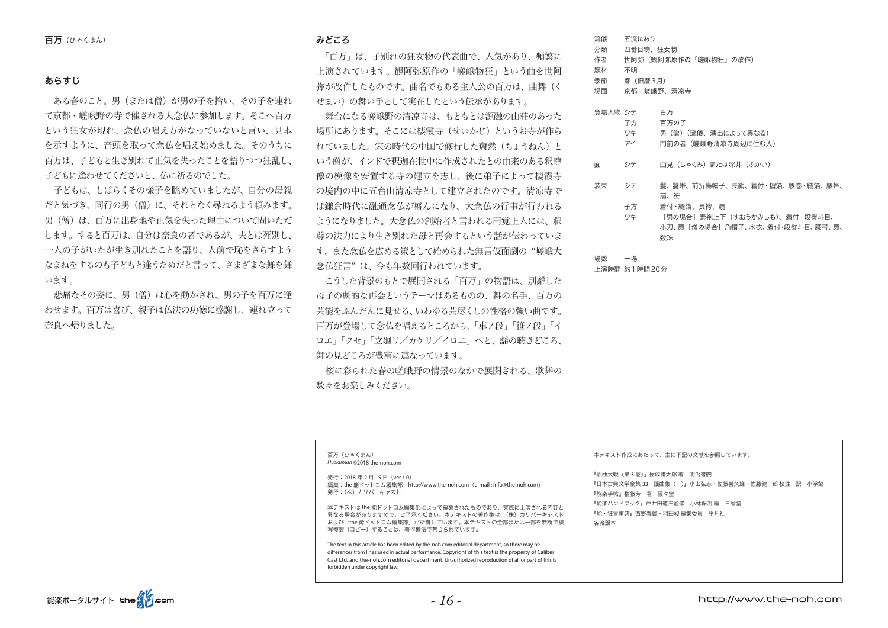**百万**（ひゃくまん）

## あらすじ

ある春のこと。男（または僧）が男の子を拾い、その子を連れて京都・嵯峨野の寺で催される大念仏に参加します。そこへ百万という狂女が現れ、念仏の唱え方がなっていないと言い、見本を示すように、音頭を取って念仏を唱え始めました。そのうちに百万は、子どもと生き別れて正気を失ったことを語りつつ狂乱し、子どもに逢わせてくださいと、仏に祈るのでした。

子どもは、しばらくその様子を眺めていましたが、自分の母親だと気づき、同行の男（僧）に、それとなく尋ねるよう頼みます。男（僧）は、百万に出身地や正気を失った理由について問いただします。すると百万は、自分は奈良の者であるが、夫とは死別し、一人の子がいたが生き別れたことを語り、人前で恥をさらすようなまねをするのも子どもと逢うためだと言って、さまざまな舞を舞います。

悲痛なその姿に、男（僧）は心を動かされ、男の子を百万に逢わせます。百万は喜び、親子は仏法の功徳に感謝し、連れ立って奈良へ帰りました。

## みどころ

「百万」は、子別れの狂女物の代表曲で、人気があり、頻繁に上演されています。観阿弥原作の「嵯峨物狂」という曲を世阿弥が改作したものです。曲名でもある主人公の百万は、曲舞（くせまい）の舞い手として実在したという伝承があります。

舞台になる嵯峨野の清凉寺は、もともとは源融の山荘のあった場所にあります。そこには棲霞寺（せいかじ）というお寺が作られていました。宋の時代の中国で修行した奝然（ちょうねん）という僧が、インドで釈迦在世中に作成されたとの由来のある釈尊像の模像を安置する寺の建立を志し、後に弟子によって棲霞寺の境内の中に五台山清凉寺として建立されたのです。清凉寺では鎌倉時代に融通念仏が盛んになり、大念仏の行事が行われるようになりました。大念仏の創始者と言われる円覚上人には、釈尊の法力により生き別れた母と再会するという話が伝わっています。また念仏を広める策として始められた無言仮面劇の"嵯峨大念仏狂言"は、今も年数回行われています。

こうした背景のもとで展開される「百万」の物語は、別離した母子の劇的な再会というテーマはあるものの、舞の名手、百万の芸能をふんだんに見せる、いわゆる芸尽くしの性格の強い曲です。百万が登場して念仏を唱えるところから、「車ノ段」「笹ノ段」「イロエ」「クセ」「立廻リ／カケリ／イロエ」へと、謡の聴きどころ、舞の見どころが豊富に連なっています。

桜に彩られた春の嵯峨野の情景のなかで展開される、歌舞の数々をお楽しみください。

流儀　五流にあり
分類　四番目物、狂女物
作者　世阿弥（観阿弥原作の「嵯峨物狂」の改作）
題材　不明
季節　春（旧暦3月）
場面　京都・嵯峨野、清凉寺

| | | |
|---|---|---|
| 登場人物 | シテ | 百万 |
| | 子方 | 百万の子 |
| | ワキ | 男（僧）（流儀、演出によって異なる） |
| | アイ | 門前の者（嵯峨野清凉寺周辺に住む人） |
| 面 | シテ | 曲見（しゃくみ）または深井（ふかい） |
| 装束 | シテ | 鬘、鬘帯、前折烏帽子、長絹、着付・摺箔、腰巻・縫箔、腰帯、扇、笹 |
| | 子方 | 着付・縫箔、長袴、扇 |
| | ワキ | ［男の場合］素袍上下（すおうかみしも）、着付・段熨斗目、小刀、扇［僧の場合］角帽子、水衣、着付・段熨斗目、腰帯、扇、数珠 |

場数　一場
上演時間　約1時間20分

百万（ひゃくまん）
*Hyakuman* ©2018 the-noh.com

発行：2018 年 2 月 15 日（ver 1.0）
編集：the 能ドットコム編集部　http://www.the-noh.com（e-mail : info@the-noh.com）
発行：（株）カリバーキャスト

本テキストは the 能ドットコム編集部によって編纂されたものであり、実際に上演される内容と異なる場合がありますので、ご了承ください。本テキストの著作権は、（株）カリバーキャストおよび「the 能ドットコム編集部」が所有しています。本テキストの全部または一部を無断で複写複製（コピー）することは、著作権法で禁じられています。

The text in this article has been edited by the-noh.com editorial department, so there may be differences from lines used in actual performance. Copyright of this text is the property of Caliber Cast Ltd. and the-noh.com editorial department. Unauthorized reproduction of all or part of this is forbidden under copyright law.

本テキスト作成にあたって、主に下記の文献を参照しています。

『謡曲大観（第 3 巻）』佐成謙太郎 著　明治書院
『日本古典文学全集 33　謡曲集（一）』小山弘志・佐藤喜久雄・佐藤健一郎 校注・訳　小学館
『能楽手帖』権藤芳一著　駸々堂
『能楽ハンドブック』戸井田道三監修　小林保治 編　三省堂
『能・狂言事典』西野春雄・羽田昶 編集委員　平凡社
各流謡本